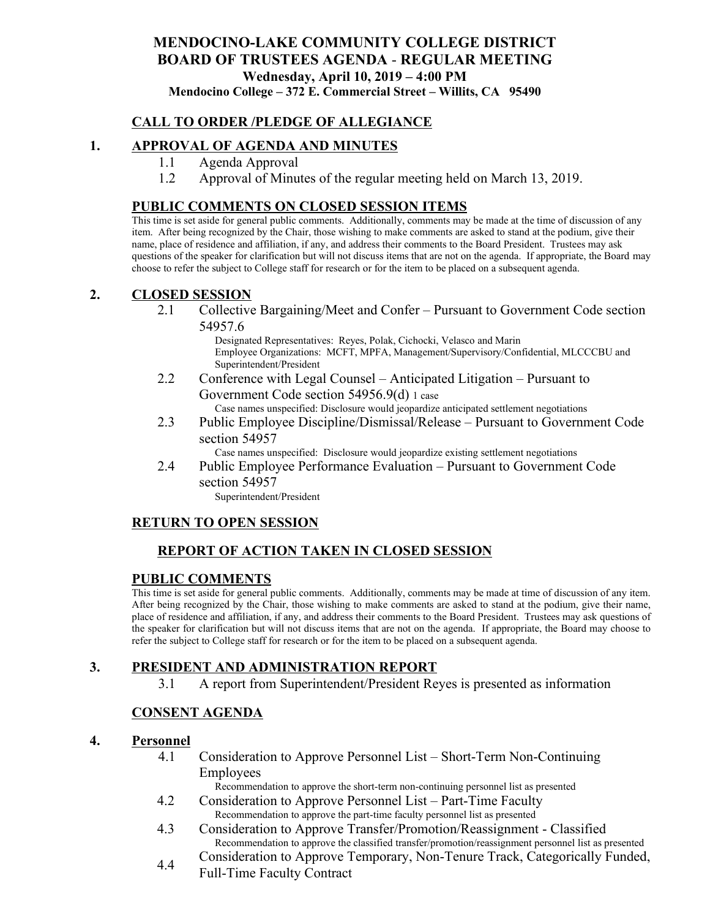# MENDOCINO-LAKE COMMUNITY COLLEGE DISTRICT
# BOARD OF TRUSTEES AGENDA - REGULAR MEETING

**Wednesday, April 10, 2019 – 4:00 PM**

**Mendocino College – 372 E. Commercial Street – Willits, CA 95490**

## CALL TO ORDER /PLEDGE OF ALLEGIANCE

## 1. APPROVAL OF AGENDA AND MINUTES

1.1 Agenda Approval

1.2 Approval of Minutes of the regular meeting held on March 13, 2019.

## PUBLIC COMMENTS ON CLOSED SESSION ITEMS

This time is set aside for general public comments. Additionally, comments may be made at the time of discussion of any item. After being recognized by the Chair, those wishing to make comments are asked to stand at the podium, give their name, place of residence and affiliation, if any, and address their comments to the Board President. Trustees may ask questions of the speaker for clarification but will not discuss items that are not on the agenda. If appropriate, the Board may choose to refer the subject to College staff for research or for the item to be placed on a subsequent agenda.

## 2. CLOSED SESSION

2.1 Collective Bargaining/Meet and Confer – Pursuant to Government Code section 54957.6

Designated Representatives: Reyes, Polak, Cichocki, Velasco and Marin
Employee Organizations: MCFT, MPFA, Management/Supervisory/Confidential, MLCCCBU and Superintendent/President

2.2 Conference with Legal Counsel – Anticipated Litigation – Pursuant to Government Code section 54956.9(d) 1 case

Case names unspecified: Disclosure would jeopardize anticipated settlement negotiations

2.3 Public Employee Discipline/Dismissal/Release – Pursuant to Government Code section 54957

Case names unspecified: Disclosure would jeopardize existing settlement negotiations

2.4 Public Employee Performance Evaluation – Pursuant to Government Code section 54957

Superintendent/President

## RETURN TO OPEN SESSION

### REPORT OF ACTION TAKEN IN CLOSED SESSION

## PUBLIC COMMENTS

This time is set aside for general public comments. Additionally, comments may be made at time of discussion of any item. After being recognized by the Chair, those wishing to make comments are asked to stand at the podium, give their name, place of residence and affiliation, if any, and address their comments to the Board President. Trustees may ask questions of the speaker for clarification but will not discuss items that are not on the agenda. If appropriate, the Board may choose to refer the subject to College staff for research or for the item to be placed on a subsequent agenda.

## 3. PRESIDENT AND ADMINISTRATION REPORT

3.1 A report from Superintendent/President Reyes is presented as information

## CONSENT AGENDA

## 4. Personnel

4.1 Consideration to Approve Personnel List – Short-Term Non-Continuing Employees

Recommendation to approve the short-term non-continuing personnel list as presented

4.2 Consideration to Approve Personnel List – Part-Time Faculty

Recommendation to approve the part-time faculty personnel list as presented

4.3 Consideration to Approve Transfer/Promotion/Reassignment - Classified

Recommendation to approve the classified transfer/promotion/reassignment personnel list as presented

4.4 Consideration to Approve Temporary, Non-Tenure Track, Categorically Funded, Full-Time Faculty Contract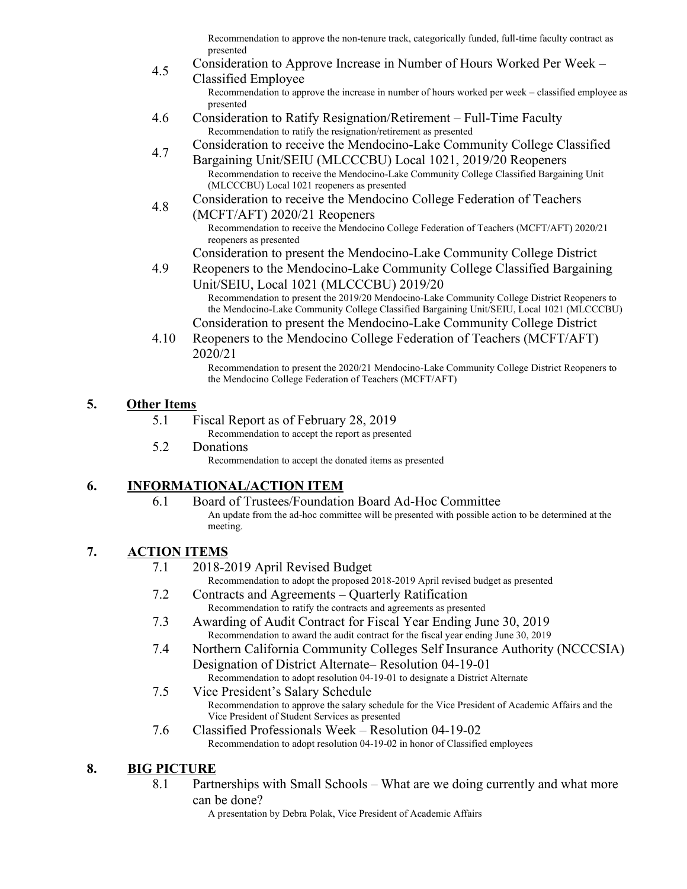Recommendation to approve the non-tenure track, categorically funded, full-time faculty contract as presented

4.5 Consideration to Approve Increase in Number of Hours Worked Per Week – Classified Employee

Recommendation to approve the increase in number of hours worked per week – classified employee as presented

4.6 Consideration to Ratify Resignation/Retirement – Full-Time Faculty

Recommendation to ratify the resignation/retirement as presented

4.7 Consideration to receive the Mendocino-Lake Community College Classified Bargaining Unit/SEIU (MLCCCBU) Local 1021, 2019/20 Reopeners

Recommendation to receive the Mendocino-Lake Community College Classified Bargaining Unit (MLCCCBU) Local 1021 reopeners as presented

4.8 Consideration to receive the Mendocino College Federation of Teachers (MCFT/AFT) 2020/21 Reopeners

Recommendation to receive the Mendocino College Federation of Teachers (MCFT/AFT) 2020/21 reopeners as presented

4.9 Consideration to present the Mendocino-Lake Community College District Reopeners to the Mendocino-Lake Community College Classified Bargaining Unit/SEIU, Local 1021 (MLCCCBU) 2019/20

Recommendation to present the 2019/20 Mendocino-Lake Community College District Reopeners to the Mendocino-Lake Community College Classified Bargaining Unit/SEIU, Local 1021 (MLCCCBU)

4.10 Consideration to present the Mendocino-Lake Community College District Reopeners to the Mendocino College Federation of Teachers (MCFT/AFT) 2020/21

Recommendation to present the 2020/21 Mendocino-Lake Community College District Reopeners to the Mendocino College Federation of Teachers (MCFT/AFT)

## 5. Other Items

5.1 Fiscal Report as of February 28, 2019

Recommendation to accept the report as presented

5.2 Donations

Recommendation to accept the donated items as presented

## 6. INFORMATIONAL/ACTION ITEM

6.1 Board of Trustees/Foundation Board Ad-Hoc Committee

An update from the ad-hoc committee will be presented with possible action to be determined at the meeting.

## 7. ACTION ITEMS

7.1 2018-2019 April Revised Budget

Recommendation to adopt the proposed 2018-2019 April revised budget as presented

7.2 Contracts and Agreements – Quarterly Ratification

Recommendation to ratify the contracts and agreements as presented

7.3 Awarding of Audit Contract for Fiscal Year Ending June 30, 2019

Recommendation to award the audit contract for the fiscal year ending June 30, 2019

7.4 Northern California Community Colleges Self Insurance Authority (NCCCSIA) Designation of District Alternate– Resolution 04-19-01

Recommendation to adopt resolution 04-19-01 to designate a District Alternate

7.5 Vice President's Salary Schedule

Recommendation to approve the salary schedule for the Vice President of Academic Affairs and the Vice President of Student Services as presented

7.6 Classified Professionals Week – Resolution 04-19-02

Recommendation to adopt resolution 04-19-02 in honor of Classified employees

## 8. BIG PICTURE

8.1 Partnerships with Small Schools – What are we doing currently and what more can be done?

A presentation by Debra Polak, Vice President of Academic Affairs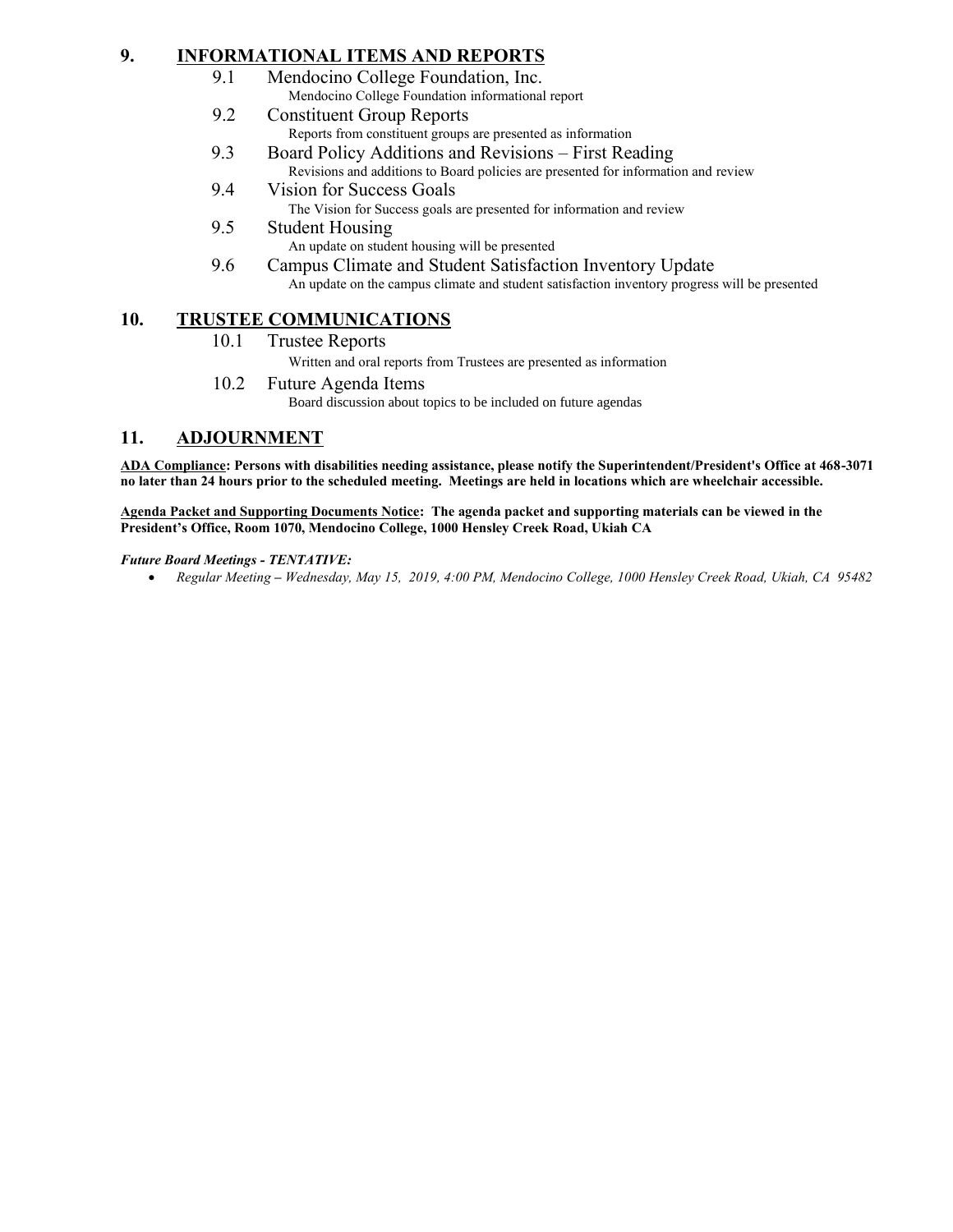## 9. INFORMATIONAL ITEMS AND REPORTS

9.1 Mendocino College Foundation, Inc.
Mendocino College Foundation informational report

9.2 Constituent Group Reports
Reports from constituent groups are presented as information

9.3 Board Policy Additions and Revisions – First Reading
Revisions and additions to Board policies are presented for information and review

9.4 Vision for Success Goals
The Vision for Success goals are presented for information and review

9.5 Student Housing
An update on student housing will be presented

9.6 Campus Climate and Student Satisfaction Inventory Update
An update on the campus climate and student satisfaction inventory progress will be presented

## 10. TRUSTEE COMMUNICATIONS

10.1 Trustee Reports
Written and oral reports from Trustees are presented as information

10.2 Future Agenda Items
Board discussion about topics to be included on future agendas

## 11. ADJOURNMENT

**ADA Compliance: Persons with disabilities needing assistance, please notify the Superintendent/President's Office at 468-3071 no later than 24 hours prior to the scheduled meeting. Meetings are held in locations which are wheelchair accessible.**

**Agenda Packet and Supporting Documents Notice: The agenda packet and supporting materials can be viewed in the President's Office, Room 1070, Mendocino College, 1000 Hensley Creek Road, Ukiah CA**

***Future Board Meetings - TENTATIVE:***

- *Regular Meeting – Wednesday, May 15, 2019, 4:00 PM, Mendocino College, 1000 Hensley Creek Road, Ukiah, CA 95482*